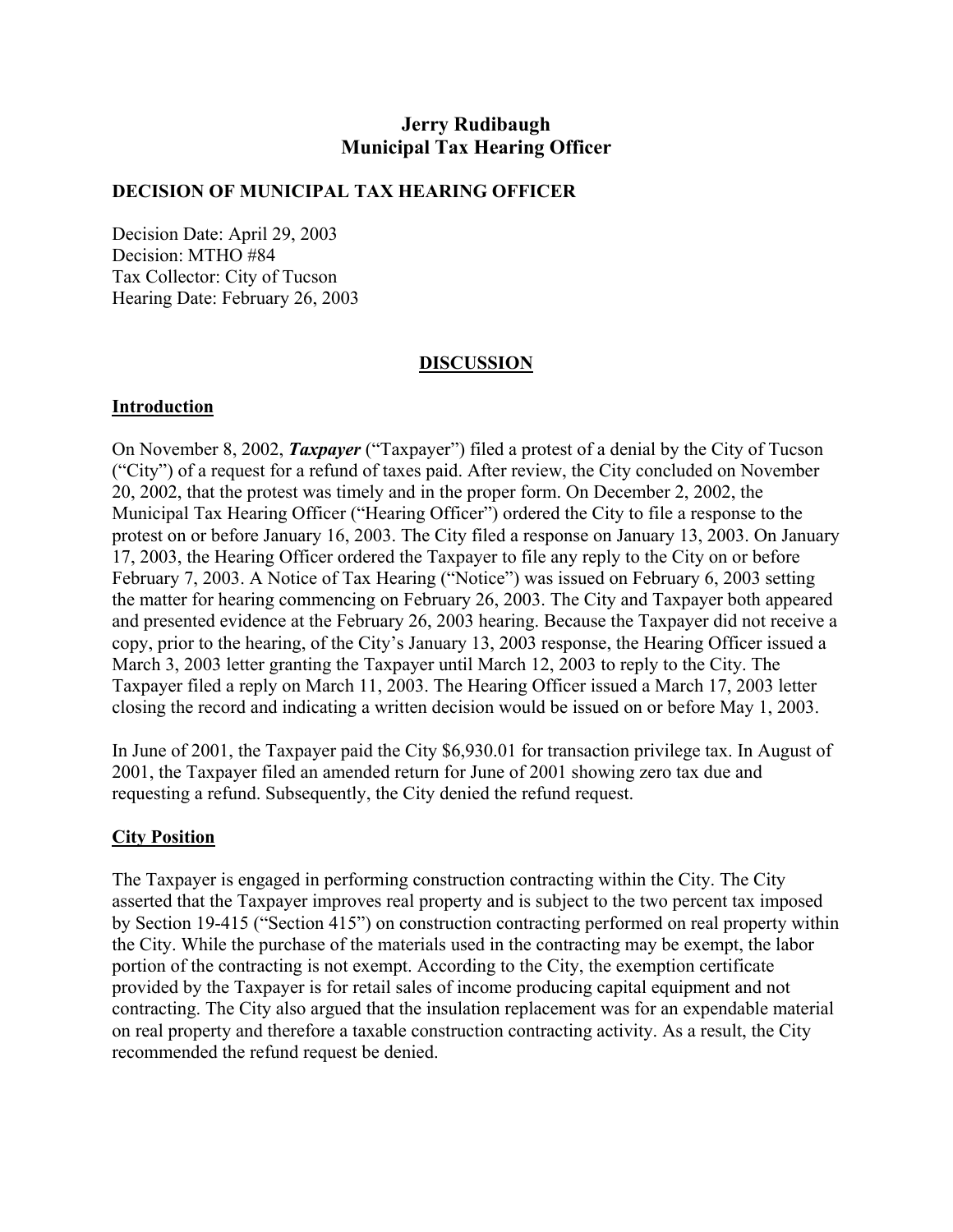# Jerry Rudibaugh
# Municipal Tax Hearing Officer

**DECISION OF MUNICIPAL TAX HEARING OFFICER**

Decision Date: April 29, 2003
Decision: MTHO #84
Tax Collector: City of Tucson
Hearing Date: February 26, 2003

## DISCUSSION

### Introduction

On November 8, 2002, ***Taxpayer*** ("Taxpayer") filed a protest of a denial by the City of Tucson ("City") of a request for a refund of taxes paid. After review, the City concluded on November 20, 2002, that the protest was timely and in the proper form. On December 2, 2002, the Municipal Tax Hearing Officer ("Hearing Officer") ordered the City to file a response to the protest on or before January 16, 2003. The City filed a response on January 13, 2003. On January 17, 2003, the Hearing Officer ordered the Taxpayer to file any reply to the City on or before February 7, 2003. A Notice of Tax Hearing ("Notice") was issued on February 6, 2003 setting the matter for hearing commencing on February 26, 2003. The City and Taxpayer both appeared and presented evidence at the February 26, 2003 hearing. Because the Taxpayer did not receive a copy, prior to the hearing, of the City's January 13, 2003 response, the Hearing Officer issued a March 3, 2003 letter granting the Taxpayer until March 12, 2003 to reply to the City. The Taxpayer filed a reply on March 11, 2003. The Hearing Officer issued a March 17, 2003 letter closing the record and indicating a written decision would be issued on or before May 1, 2003.

In June of 2001, the Taxpayer paid the City $6,930.01 for transaction privilege tax. In August of 2001, the Taxpayer filed an amended return for June of 2001 showing zero tax due and requesting a refund. Subsequently, the City denied the refund request.

### City Position

The Taxpayer is engaged in performing construction contracting within the City. The City asserted that the Taxpayer improves real property and is subject to the two percent tax imposed by Section 19-415 ("Section 415") on construction contracting performed on real property within the City. While the purchase of the materials used in the contracting may be exempt, the labor portion of the contracting is not exempt. According to the City, the exemption certificate provided by the Taxpayer is for retail sales of income producing capital equipment and not contracting. The City also argued that the insulation replacement was for an expendable material on real property and therefore a taxable construction contracting activity. As a result, the City recommended the refund request be denied.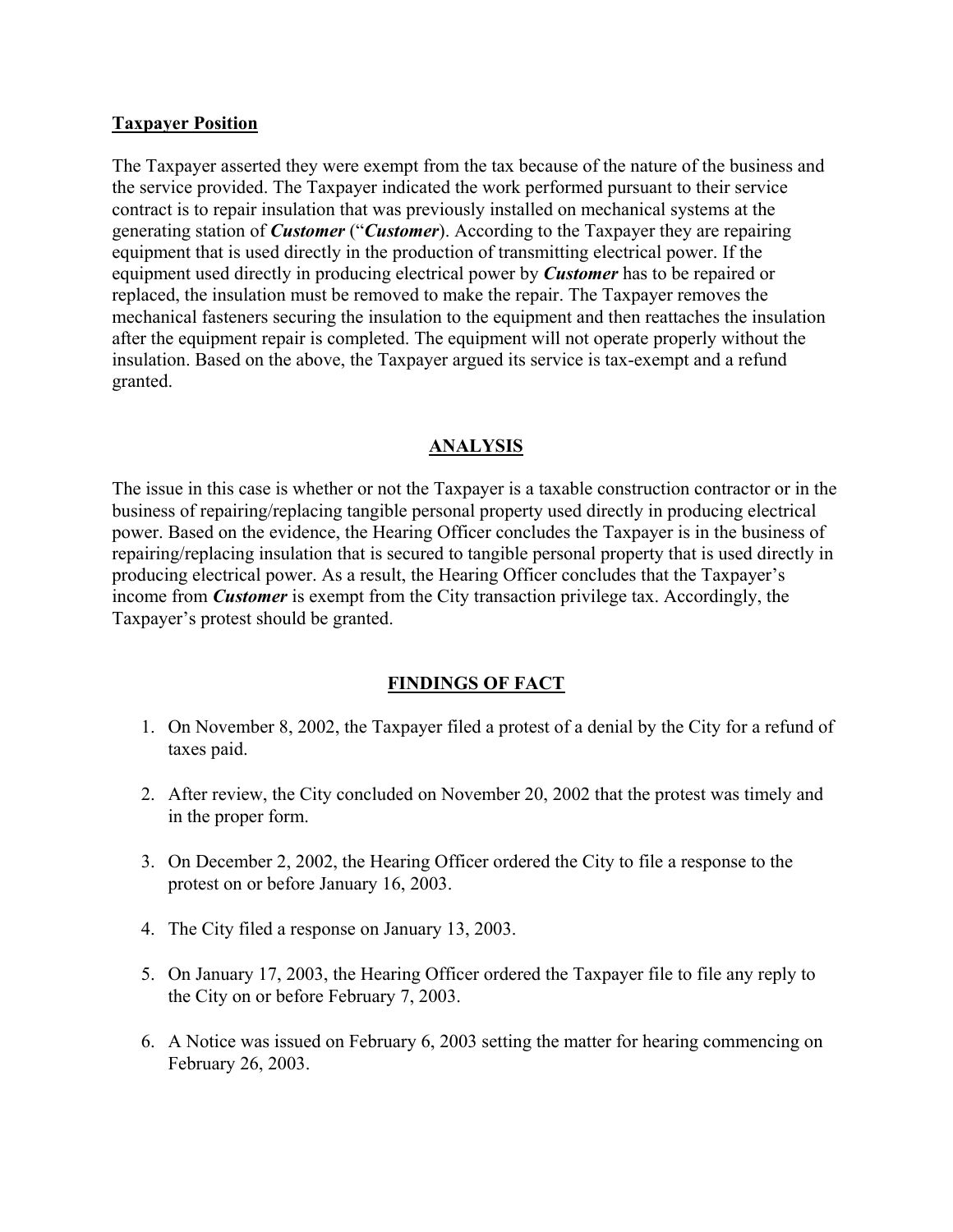**Taxpayer Position**

The Taxpayer asserted they were exempt from the tax because of the nature of the business and the service provided. The Taxpayer indicated the work performed pursuant to their service contract is to repair insulation that was previously installed on mechanical systems at the generating station of ***Customer*** ("***Customer***). According to the Taxpayer they are repairing equipment that is used directly in the production of transmitting electrical power. If the equipment used directly in producing electrical power by ***Customer*** has to be repaired or replaced, the insulation must be removed to make the repair. The Taxpayer removes the mechanical fasteners securing the insulation to the equipment and then reattaches the insulation after the equipment repair is completed. The equipment will not operate properly without the insulation. Based on the above, the Taxpayer argued its service is tax-exempt and a refund granted.

## ANALYSIS

The issue in this case is whether or not the Taxpayer is a taxable construction contractor or in the business of repairing/replacing tangible personal property used directly in producing electrical power. Based on the evidence, the Hearing Officer concludes the Taxpayer is in the business of repairing/replacing insulation that is secured to tangible personal property that is used directly in producing electrical power. As a result, the Hearing Officer concludes that the Taxpayer's income from ***Customer*** is exempt from the City transaction privilege tax. Accordingly, the Taxpayer's protest should be granted.

## FINDINGS OF FACT

1. On November 8, 2002, the Taxpayer filed a protest of a denial by the City for a refund of taxes paid.
2. After review, the City concluded on November 20, 2002 that the protest was timely and in the proper form.
3. On December 2, 2002, the Hearing Officer ordered the City to file a response to the protest on or before January 16, 2003.
4. The City filed a response on January 13, 2003.
5. On January 17, 2003, the Hearing Officer ordered the Taxpayer file to file any reply to the City on or before February 7, 2003.
6. A Notice was issued on February 6, 2003 setting the matter for hearing commencing on February 26, 2003.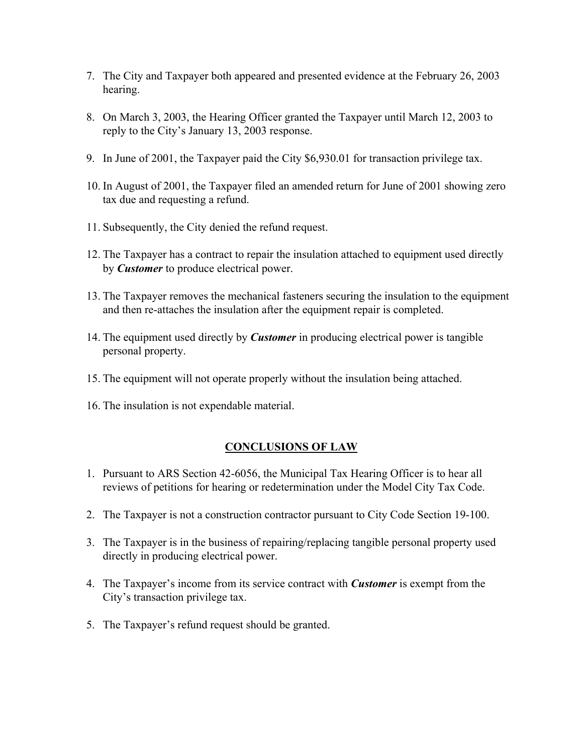7. The City and Taxpayer both appeared and presented evidence at the February 26, 2003 hearing.

8. On March 3, 2003, the Hearing Officer granted the Taxpayer until March 12, 2003 to reply to the City's January 13, 2003 response.

9. In June of 2001, the Taxpayer paid the City $6,930.01 for transaction privilege tax.

10. In August of 2001, the Taxpayer filed an amended return for June of 2001 showing zero tax due and requesting a refund.

11. Subsequently, the City denied the refund request.

12. The Taxpayer has a contract to repair the insulation attached to equipment used directly by ***Customer*** to produce electrical power.

13. The Taxpayer removes the mechanical fasteners securing the insulation to the equipment and then re-attaches the insulation after the equipment repair is completed.

14. The equipment used directly by ***Customer*** in producing electrical power is tangible personal property.

15. The equipment will not operate properly without the insulation being attached.

16. The insulation is not expendable material.

## CONCLUSIONS OF LAW

1. Pursuant to ARS Section 42-6056, the Municipal Tax Hearing Officer is to hear all reviews of petitions for hearing or redetermination under the Model City Tax Code.

2. The Taxpayer is not a construction contractor pursuant to City Code Section 19-100.

3. The Taxpayer is in the business of repairing/replacing tangible personal property used directly in producing electrical power.

4. The Taxpayer's income from its service contract with ***Customer*** is exempt from the City's transaction privilege tax.

5. The Taxpayer's refund request should be granted.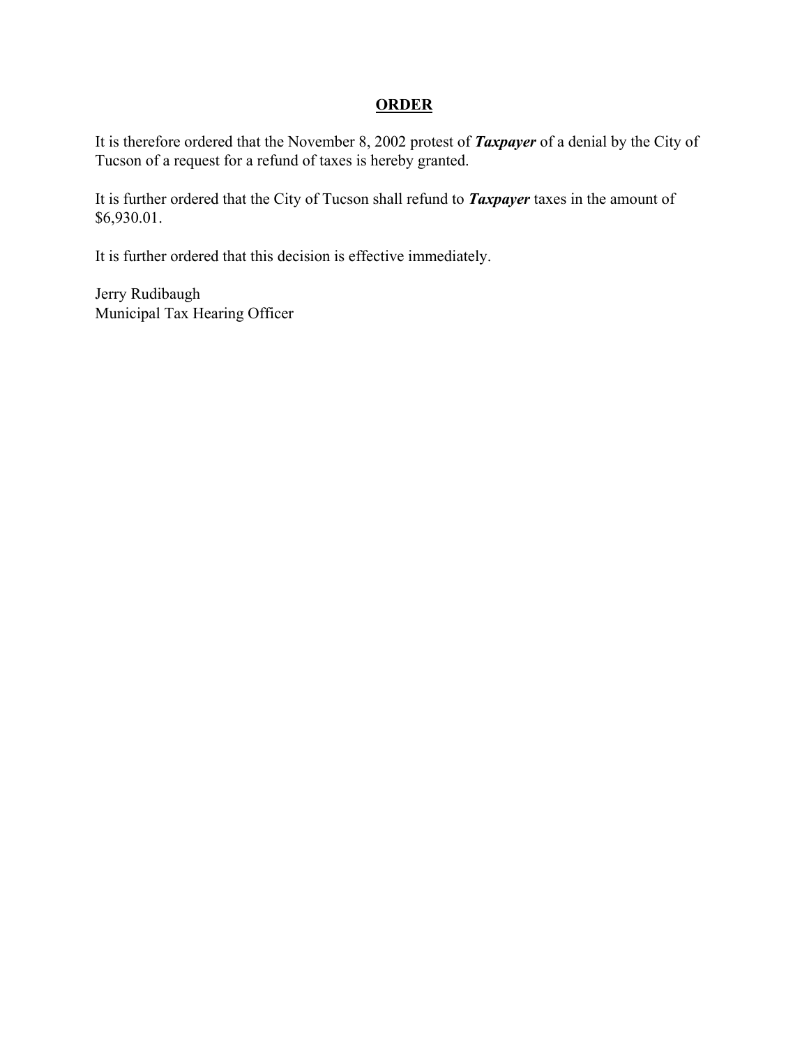## ORDER

It is therefore ordered that the November 8, 2002 protest of ***Taxpayer*** of a denial by the City of Tucson of a request for a refund of taxes is hereby granted.

It is further ordered that the City of Tucson shall refund to ***Taxpayer*** taxes in the amount of $6,930.01.

It is further ordered that this decision is effective immediately.

Jerry Rudibaugh
Municipal Tax Hearing Officer